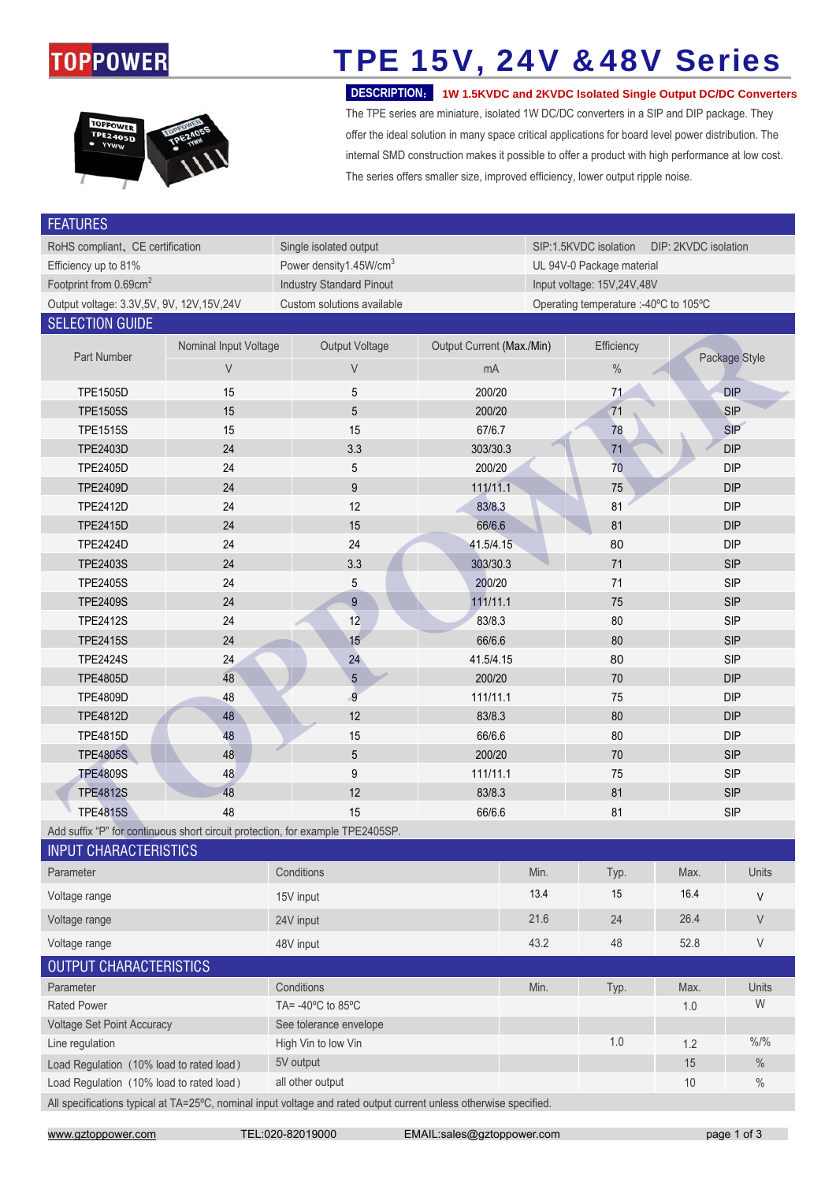# TPE 15V, 24V &48V Series

**DESCRIPTION:** **1W 1.5KVDC and 2KVDC Isolated Single Output DC/DC Converters**

The TPE series are miniature, isolated 1W DC/DC converters in a SIP and DIP package. They offer the ideal solution in many space critical applications for board level power distribution. The internal SMD construction makes it possible to offer a product with high performance at low cost. The series offers smaller size, improved efficiency, lower output ripple noise.

## FEATURES

| | | |
|---|---|---|
| RoHS compliant、CE certification | Single isolated output | SIP:1.5KVDC isolation DIP: 2KVDC isolation |
| Efficiency up to 81% | Power density1.45W/cm$^3$ | UL 94V-0 Package material |
| Footprint from 0.69cm$^2$ | Industry Standard Pinout | Input voltage: 15V,24V,48V |
| Output voltage: 3.3V,5V, 9V, 12V,15V,24V | Custom solutions available | Operating temperature :-40℃ to 105℃ |

## SELECTION GUIDE

| Part Number | Nominal Input Voltage | Output Voltage | Output Current (Max./Min) | Efficiency | Package Style |
|---|---|---|---|---|---|
| | V | V | mA | % | |
| TPE1505D | 15 | 5 | 200/20 | 71 | DIP |
| TPE1505S | 15 | 5 | 200/20 | 71 | SIP |
| TPE1515S | 15 | 15 | 67/6.7 | 78 | SIP |
| TPE2403D | 24 | 3.3 | 303/30.3 | 71 | DIP |
| TPE2405D | 24 | 5 | 200/20 | 70 | DIP |
| TPE2409D | 24 | 9 | 111/11.1 | 75 | DIP |
| TPE2412D | 24 | 12 | 83/8.3 | 81 | DIP |
| TPE2415D | 24 | 15 | 66/6.6 | 81 | DIP |
| TPE2424D | 24 | 24 | 41.5/4.15 | 80 | DIP |
| TPE2403S | 24 | 3.3 | 303/30.3 | 71 | SIP |
| TPE2405S | 24 | 5 | 200/20 | 71 | SIP |
| TPE2409S | 24 | 9 | 111/11.1 | 75 | SIP |
| TPE2412S | 24 | 12 | 83/8.3 | 80 | SIP |
| TPE2415S | 24 | 15 | 66/6.6 | 80 | SIP |
| TPE2424S | 24 | 24 | 41.5/4.15 | 80 | SIP |
| TPE4805D | 48 | 5 | 200/20 | 70 | DIP |
| TPE4809D | 48 | 9 | 111/11.1 | 75 | DIP |
| TPE4812D | 48 | 12 | 83/8.3 | 80 | DIP |
| TPE4815D | 48 | 15 | 66/6.6 | 80 | DIP |
| TPE4805S | 48 | 5 | 200/20 | 70 | SIP |
| TPE4809S | 48 | 9 | 111/11.1 | 75 | SIP |
| TPE4812S | 48 | 12 | 83/8.3 | 81 | SIP |
| TPE4815S | 48 | 15 | 66/6.6 | 81 | SIP |

Add suffix "P" for continuous short circuit protection, for example TPE2405SP.

## INPUT CHARACTERISTICS

| Parameter | Conditions | Min. | Typ. | Max. | Units |
|---|---|---|---|---|---|
| Voltage range | 15V input | 13.4 | 15 | 16.4 | V |
| Voltage range | 24V input | 21.6 | 24 | 26.4 | V |
| Voltage range | 48V input | 43.2 | 48 | 52.8 | V |

## OUTPUT CHARACTERISTICS

| Parameter | Conditions | Min. | Typ. | Max. | Units |
|---|---|---|---|---|---|
| Rated Power | TA= -40℃ to 85℃ | | | 1.0 | W |
| Voltage Set Point Accuracy | See tolerance envelope | | | | |
| Line regulation | High Vin to low Vin | | 1.0 | 1.2 | %/% |
| Load Regulation（10% load to rated load） | 5V output | | | 15 | % |
| Load Regulation（10% load to rated load） | all other output | | | 10 | % |

All specifications typical at TA=25℃, nominal input voltage and rated output current unless otherwise specified.

www.gztoppower.com TEL:020-82019000 EMAIL:sales@gztoppower.com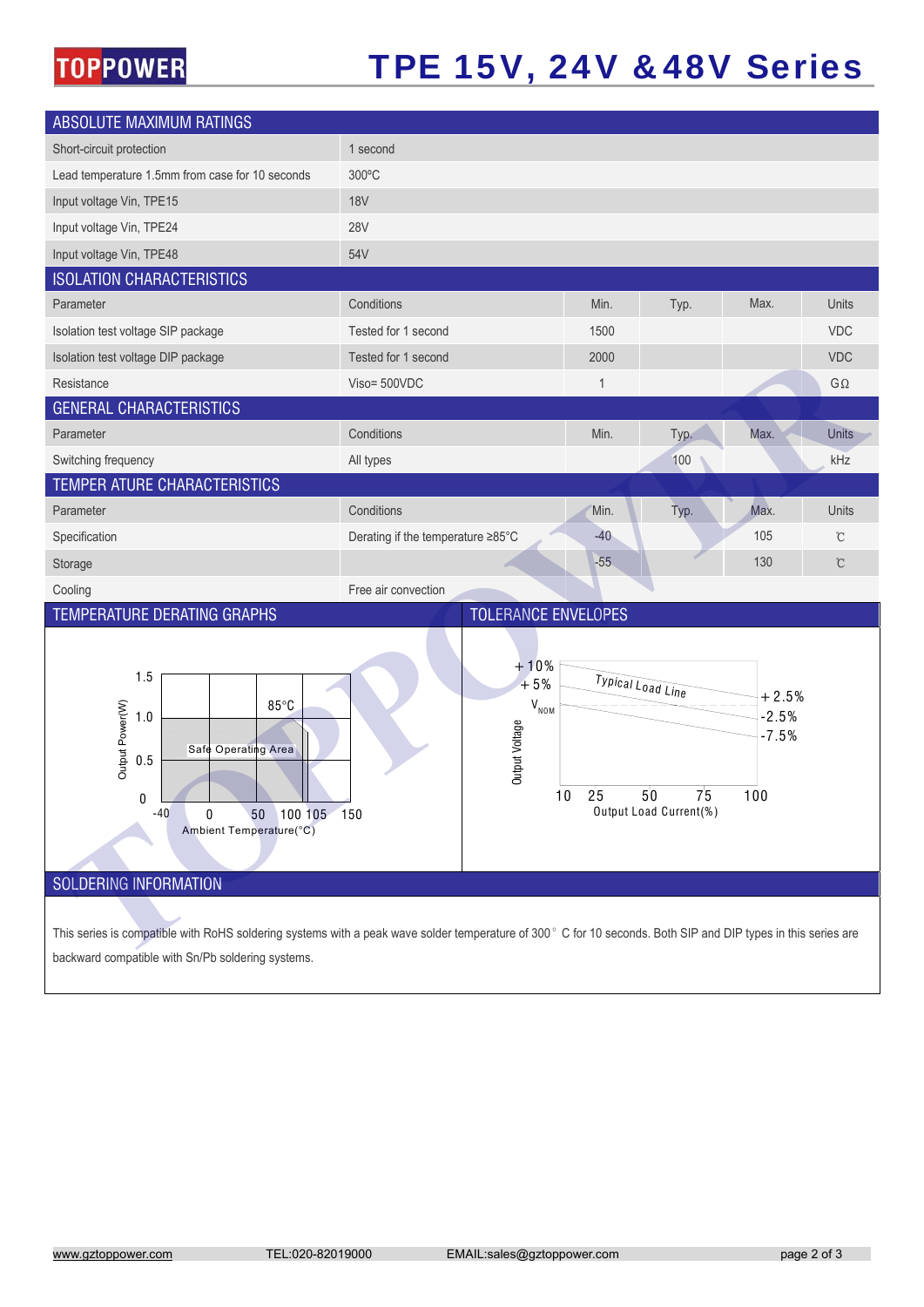# TPE 15V, 24V &48V Series

## ABSOLUTE MAXIMUM RATINGS

| | |
|---|---|
| Short-circuit protection | 1 second |
| Lead temperature 1.5mm from case for 10 seconds | 300ºC |
| Input voltage Vin, TPE15 | 18V |
| Input voltage Vin, TPE24 | 28V |
| Input voltage Vin, TPE48 | 54V |

## ISOLATION CHARACTERISTICS

| Parameter | Conditions | Min. | Typ. | Max. | Units |
|---|---|---|---|---|---|
| Isolation test voltage SIP package | Tested for 1 second | 1500 | | | VDC |
| Isolation test voltage DIP package | Tested for 1 second | 2000 | | | VDC |
| Resistance | Viso= 500VDC | 1 | | | GΩ |

## GENERAL CHARACTERISTICS

| Parameter | Conditions | Min. | Typ. | Max. | Units |
|---|---|---|---|---|---|
| Switching frequency | All types | | 100 | | kHz |

## TEMPER ATURE CHARACTERISTICS

| Parameter | Conditions | Min. | Typ. | Max. | Units |
|---|---|---|---|---|---|
| Specification | Derating if the temperature ≥85°C | -40 | | 105 | ℃ |
| Storage | | -55 | | 130 | ℃ |
| Cooling | Free air convection | | | | |

## TEMPERATURE DERATING GRAPHS

## TOLERANCE ENVELOPES

## SOLDERING INFORMATION

This series is compatible with RoHS soldering systems with a peak wave solder temperature of 300° C for 10 seconds. Both SIP and DIP types in this series are backward compatible with Sn/Pb soldering systems.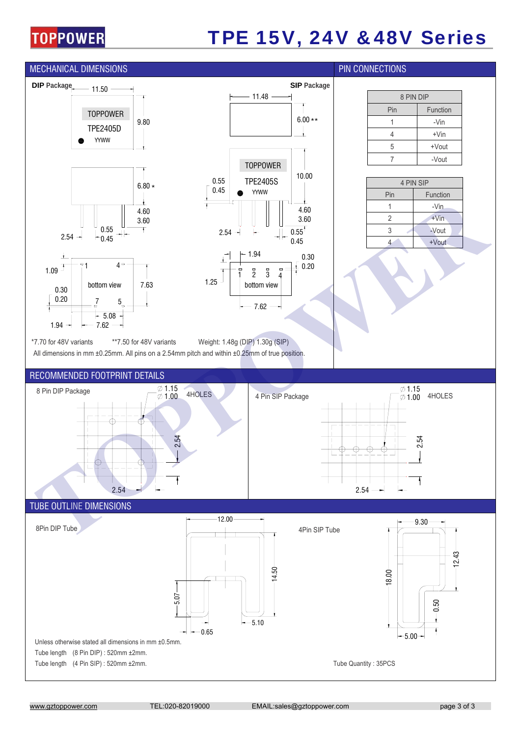# TOPPOWER TPE 15V, 24V &48V Series

## MECHANICAL DIMENSIONS

**DIP Package**

11.50

TOPPOWER
TPE2405D
YYWW

9.80

6.80 *

4.60
3.60

0.55
0.45

2.54

1.09

1 4

bottom view

7.63

0.30
0.20

7 5

5.08

1.94

7.62

**SIP Package**

11.48

6.00 **

TOPPOWER
TPE2405S
YYWW

10.00

0.55
0.45

4.60
3.60

2.54

0.55
0.45

1.94

0.30
0.20

1.25

1 2 3 4

bottom view

7.62

*7.70 for 48V variants **7.50 for 48V variants Weight: 1.48g (DIP) 1.30g (SIP)

All dimensions in mm ±0.25mm. All pins on a 2.54mm pitch and within ±0.25mm of true position.

## PIN CONNECTIONS

| 8 PIN DIP | |
|---|---|
| Pin | Function |
| 1 | -Vin |
| 4 | +Vin |
| 5 | +Vout |
| 7 | -Vout |

| 4 PIN SIP | |
|---|---|
| Pin | Function |
| 1 | -Vin |
| 2 | +Vin |
| 3 | -Vout |
| 4 | +Vout |

## RECOMMENDED FOOTPRINT DETAILS

8 Pin DIP Package

∅1.15
∅1.00 4HOLES

2.54

2.54

4 Pin SIP Package

∅1.15
∅1.00 4HOLES

2.54

2.54

## TUBE OUTLINE DIMENSIONS

8Pin DIP Tube

12.00

14.50

5.07

5.10

0.65

4Pin SIP Tube

9.30

12.43

18.00

0.50

5.00

Unless otherwise stated all dimensions in mm ±0.5mm.

Tube length (8 Pin DIP) : 520mm ±2mm.

Tube length (4 Pin SIP) : 520mm ±2mm.

Tube Quantity : 35PCS

www.gztoppower.com TEL:020-82019000 EMAIL:sales@gztoppower.com